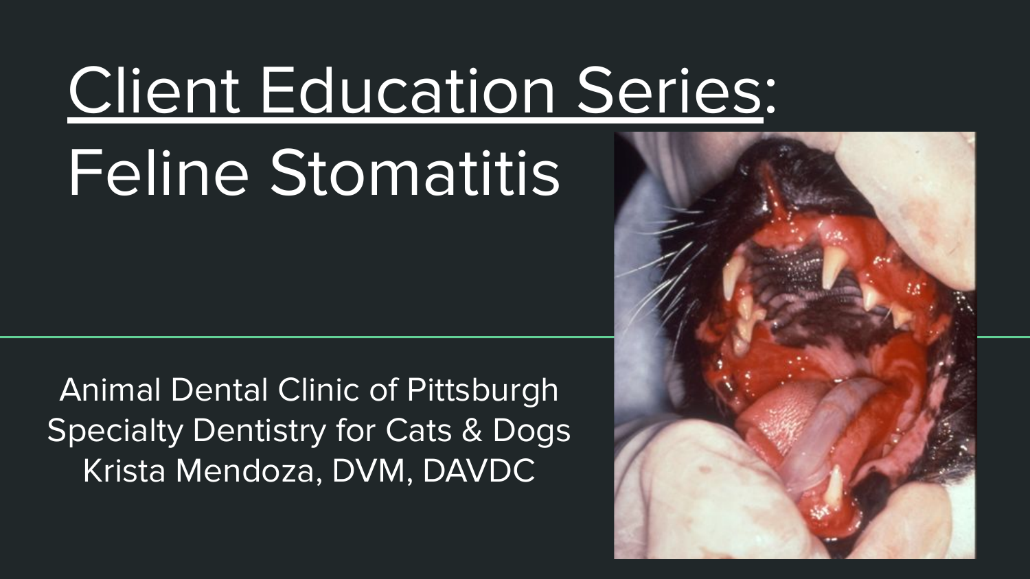# Client Education Series:

# Feline Stomatitis

Animal Dental Clinic of Pittsburgh
Specialty Dentistry for Cats & Dogs
Krista Mendoza, DVM, DAVDC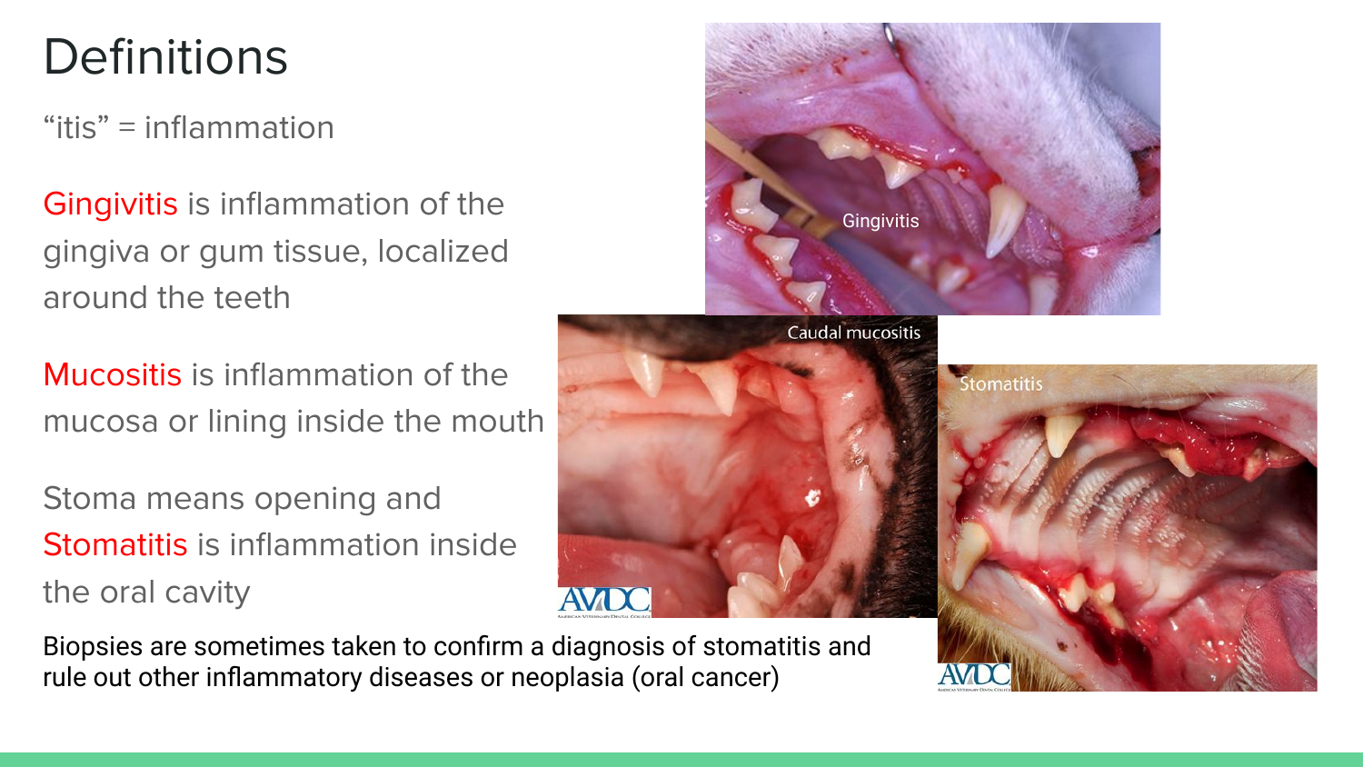# Definitions

"itis" = inflammation

Gingivitis is inflammation of the gingiva or gum tissue, localized around the teeth

Mucositis is inflammation of the mucosa or lining inside the mouth

Stoma means opening and Stomatitis is inflammation inside the oral cavity

Biopsies are sometimes taken to confirm a diagnosis of stomatitis and rule out other inflammatory diseases or neoplasia (oral cancer)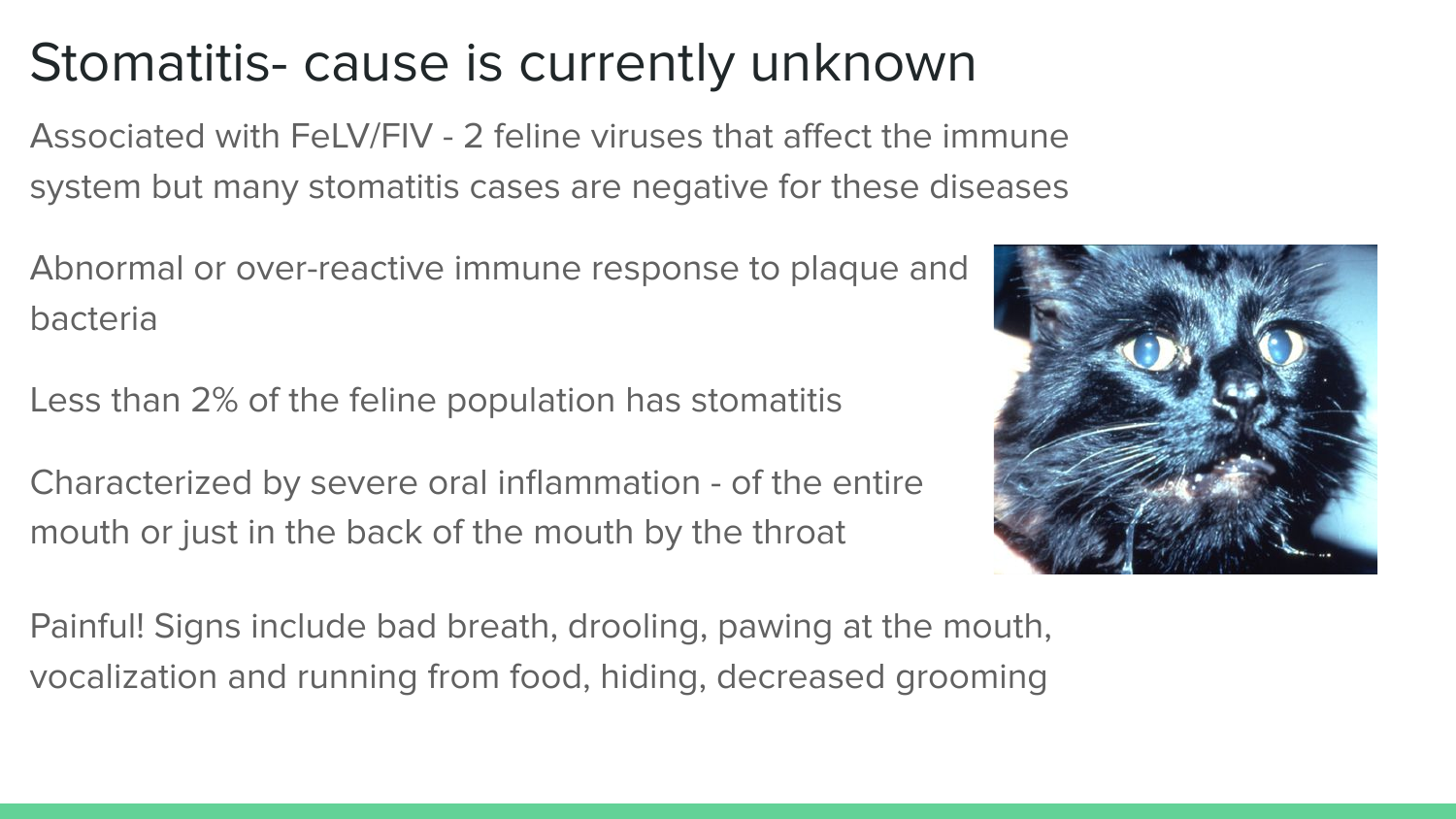# Stomatitis- cause is currently unknown

Associated with FeLV/FIV - 2 feline viruses that affect the immune system but many stomatitis cases are negative for these diseases

Abnormal or over-reactive immune response to plaque and bacteria

Less than 2% of the feline population has stomatitis

Characterized by severe oral inflammation - of the entire mouth or just in the back of the mouth by the throat

Painful! Signs include bad breath, drooling, pawing at the mouth, vocalization and running from food, hiding, decreased grooming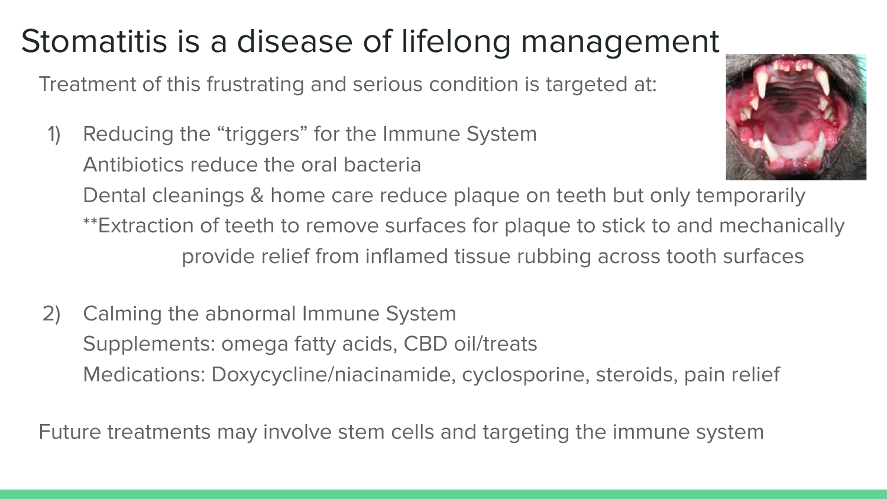# Stomatitis is a disease of lifelong management

Treatment of this frustrating and serious condition is targeted at:

1) Reducing the "triggers" for the Immune System
   Antibiotics reduce the oral bacteria
   Dental cleanings & home care reduce plaque on teeth but only temporarily
   **Extraction of teeth to remove surfaces for plaque to stick to and mechanically provide relief from inflamed tissue rubbing across tooth surfaces

2) Calming the abnormal Immune System
   Supplements: omega fatty acids, CBD oil/treats
   Medications: Doxycycline/niacinamide, cyclosporine, steroids, pain relief

Future treatments may involve stem cells and targeting the immune system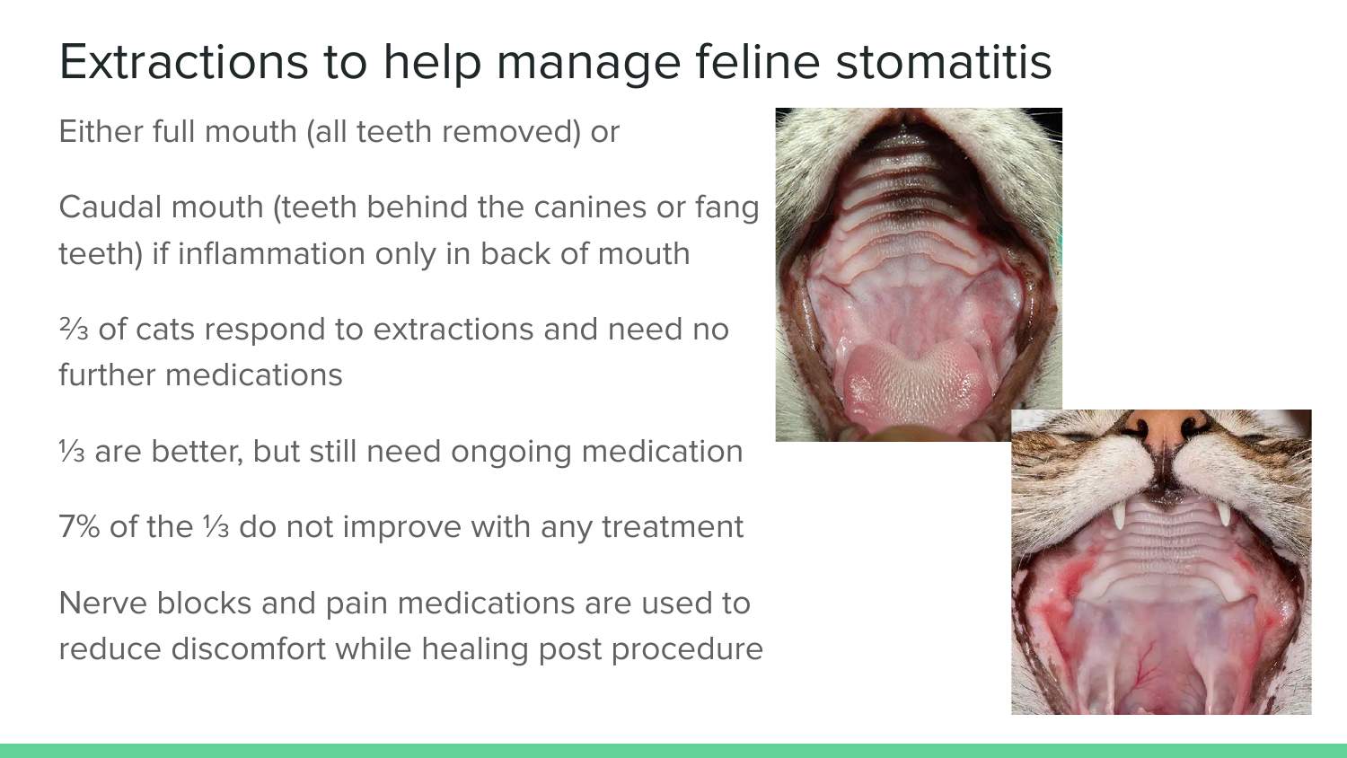# Extractions to help manage feline stomatitis

Either full mouth (all teeth removed) or

Caudal mouth (teeth behind the canines or fang teeth) if inflammation only in back of mouth

⅔ of cats respond to extractions and need no further medications

⅓ are better, but still need ongoing medication

7% of the ⅓ do not improve with any treatment

Nerve blocks and pain medications are used to reduce discomfort while healing post procedure